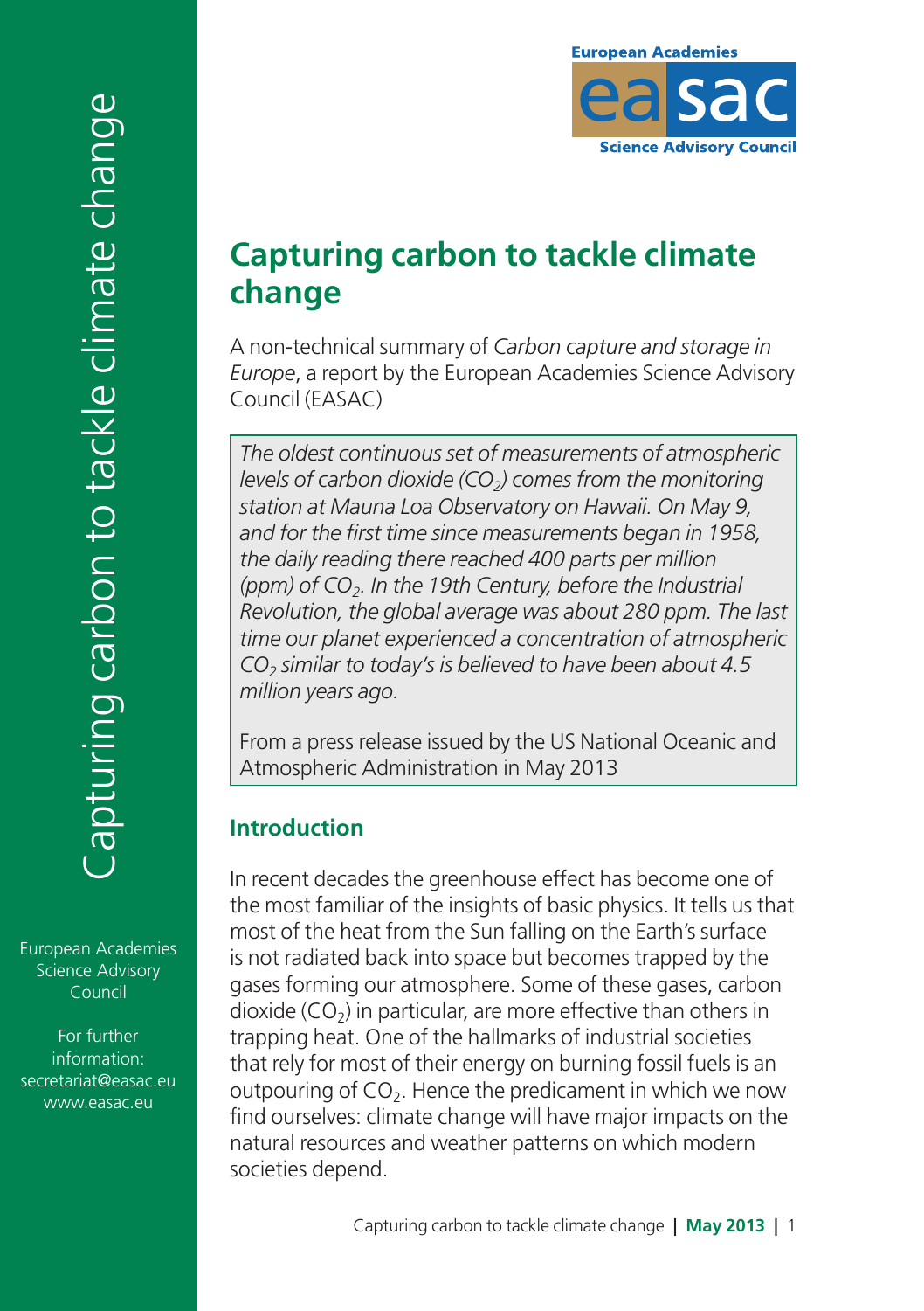# Capturing carbon to tackle climate change

A non-technical summary of *Carbon capture and storage in Europe*, a report by the European Academies Science Advisory Council (EASAC)

> *The oldest continuous set of measurements of atmospheric levels of carbon dioxide ($CO_2$) comes from the monitoring station at Mauna Loa Observatory on Hawaii. On May 9, and for the first time since measurements began in 1958, the daily reading there reached 400 parts per million (ppm) of $CO_2$. In the 19th Century, before the Industrial Revolution, the global average was about 280 ppm. The last time our planet experienced a concentration of atmospheric $CO_2$ similar to today's is believed to have been about 4.5 million years ago.*
>
> From a press release issued by the US National Oceanic and Atmospheric Administration in May 2013

## Introduction

In recent decades the greenhouse effect has become one of the most familiar of the insights of basic physics. It tells us that most of the heat from the Sun falling on the Earth's surface is not radiated back into space but becomes trapped by the gases forming our atmosphere. Some of these gases, carbon dioxide ($CO_2$) in particular, are more effective than others in trapping heat. One of the hallmarks of industrial societies that rely for most of their energy on burning fossil fuels is an outpouring of $CO_2$. Hence the predicament in which we now find ourselves: climate change will have major impacts on the natural resources and weather patterns on which modern societies depend.

European Academies Science Advisory Council

For further information: secretariat@easac.eu www.easac.eu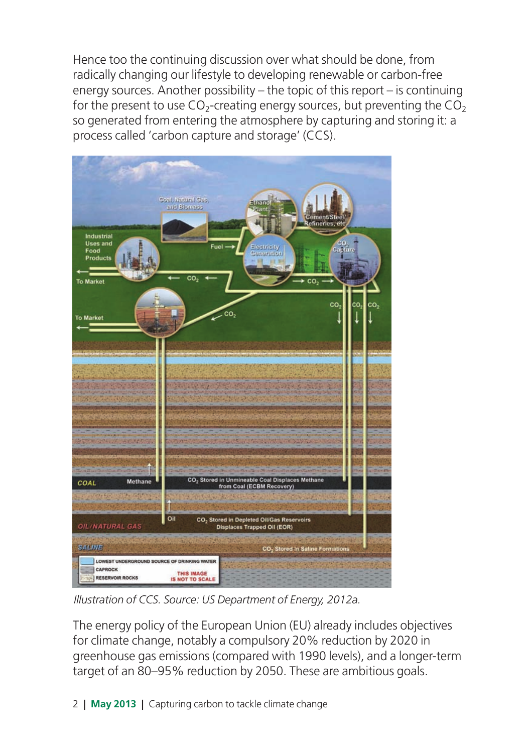Hence too the continuing discussion over what should be done, from radically changing our lifestyle to developing renewable or carbon-free energy sources. Another possibility – the topic of this report – is continuing for the present to use $CO_2$-creating energy sources, but preventing the $CO_2$ so generated from entering the atmosphere by capturing and storing it: a process called 'carbon capture and storage' (CCS).

*Illustration of CCS. Source: US Department of Energy, 2012a.*

The energy policy of the European Union (EU) already includes objectives for climate change, notably a compulsory 20% reduction by 2020 in greenhouse gas emissions (compared with 1990 levels), and a longer-term target of an 80–95% reduction by 2050. These are ambitious goals.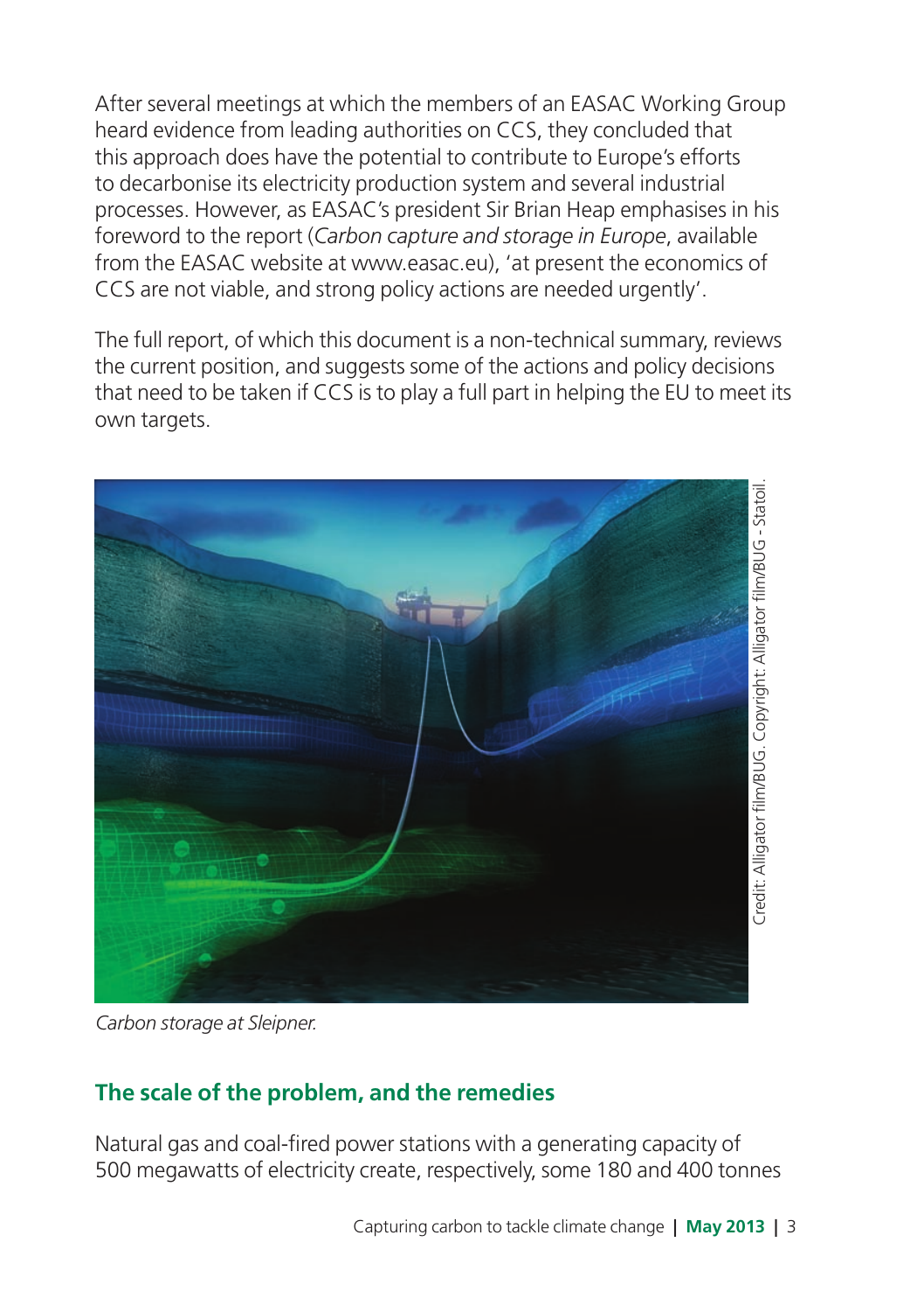After several meetings at which the members of an EASAC Working Group heard evidence from leading authorities on CCS, they concluded that this approach does have the potential to contribute to Europe's efforts to decarbonise its electricity production system and several industrial processes. However, as EASAC's president Sir Brian Heap emphasises in his foreword to the report (*Carbon capture and storage in Europe*, available from the EASAC website at www.easac.eu), 'at present the economics of CCS are not viable, and strong policy actions are needed urgently'.

The full report, of which this document is a non-technical summary, reviews the current position, and suggests some of the actions and policy decisions that need to be taken if CCS is to play a full part in helping the EU to meet its own targets.

Credit: Alligator film/BUG. Copyright: Alligator film/BUG - Statoil.

*Carbon storage at Sleipner.*

## The scale of the problem, and the remedies

Natural gas and coal-fired power stations with a generating capacity of 500 megawatts of electricity create, respectively, some 180 and 400 tonnes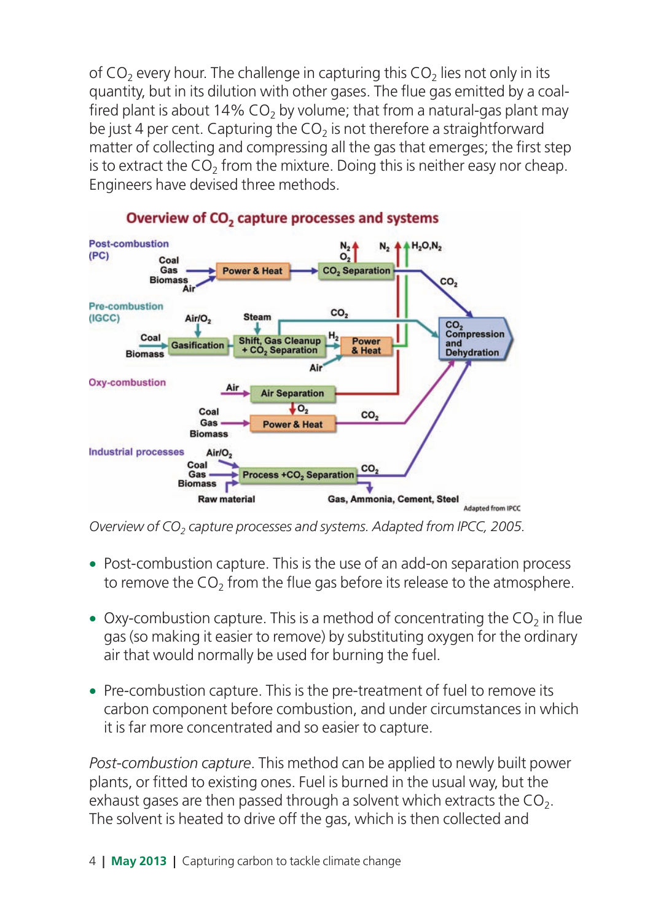of $CO_2$ every hour. The challenge in capturing this $CO_2$ lies not only in its quantity, but in its dilution with other gases. The flue gas emitted by a coal-fired plant is about 14% $CO_2$ by volume; that from a natural-gas plant may be just 4 per cent. Capturing the $CO_2$ is not therefore a straightforward matter of collecting and compressing all the gas that emerges; the first step is to extract the $CO_2$ from the mixture. Doing this is neither easy nor cheap. Engineers have devised three methods.

*Overview of $CO_2$ capture processes and systems. Adapted from IPCC, 2005.*

- Post-combustion capture. This is the use of an add-on separation process to remove the $CO_2$ from the flue gas before its release to the atmosphere.
- Oxy-combustion capture. This is a method of concentrating the $CO_2$ in flue gas (so making it easier to remove) by substituting oxygen for the ordinary air that would normally be used for burning the fuel.
- Pre-combustion capture. This is the pre-treatment of fuel to remove its carbon component before combustion, and under circumstances in which it is far more concentrated and so easier to capture.

*Post-combustion capture*. This method can be applied to newly built power plants, or fitted to existing ones. Fuel is burned in the usual way, but the exhaust gases are then passed through a solvent which extracts the $CO_2$. The solvent is heated to drive off the gas, which is then collected and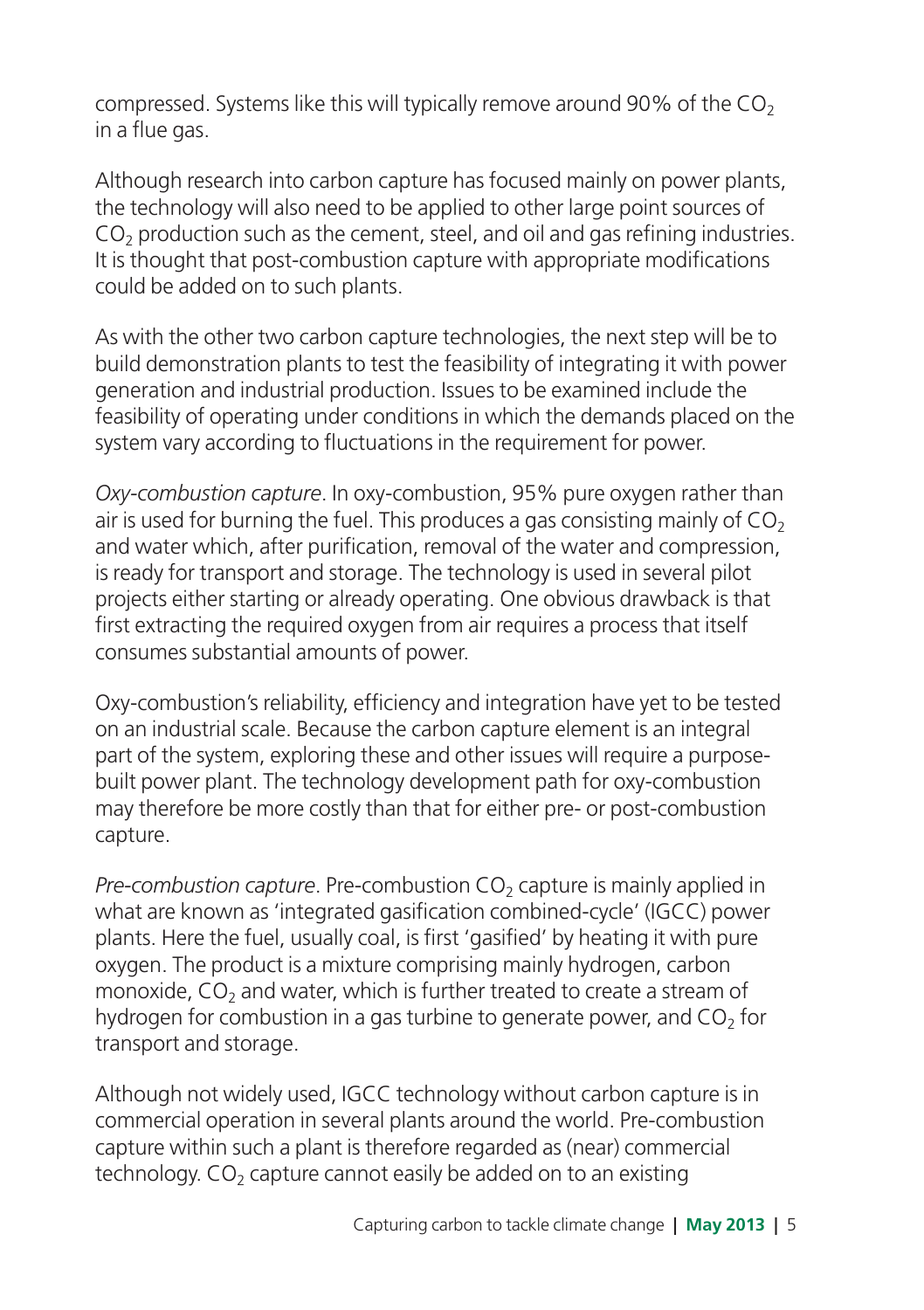compressed. Systems like this will typically remove around 90% of the $CO_2$ in a flue gas.

Although research into carbon capture has focused mainly on power plants, the technology will also need to be applied to other large point sources of $CO_2$ production such as the cement, steel, and oil and gas refining industries. It is thought that post-combustion capture with appropriate modifications could be added on to such plants.

As with the other two carbon capture technologies, the next step will be to build demonstration plants to test the feasibility of integrating it with power generation and industrial production. Issues to be examined include the feasibility of operating under conditions in which the demands placed on the system vary according to fluctuations in the requirement for power.

*Oxy-combustion capture*. In oxy-combustion, 95% pure oxygen rather than air is used for burning the fuel. This produces a gas consisting mainly of $CO_2$ and water which, after purification, removal of the water and compression, is ready for transport and storage. The technology is used in several pilot projects either starting or already operating. One obvious drawback is that first extracting the required oxygen from air requires a process that itself consumes substantial amounts of power.

Oxy-combustion's reliability, efficiency and integration have yet to be tested on an industrial scale. Because the carbon capture element is an integral part of the system, exploring these and other issues will require a purpose-built power plant. The technology development path for oxy-combustion may therefore be more costly than that for either pre- or post-combustion capture.

*Pre-combustion capture*. Pre-combustion $CO_2$ capture is mainly applied in what are known as 'integrated gasification combined-cycle' (IGCC) power plants. Here the fuel, usually coal, is first 'gasified' by heating it with pure oxygen. The product is a mixture comprising mainly hydrogen, carbon monoxide, $CO_2$ and water, which is further treated to create a stream of hydrogen for combustion in a gas turbine to generate power, and $CO_2$ for transport and storage.

Although not widely used, IGCC technology without carbon capture is in commercial operation in several plants around the world. Pre-combustion capture within such a plant is therefore regarded as (near) commercial technology. $CO_2$ capture cannot easily be added on to an existing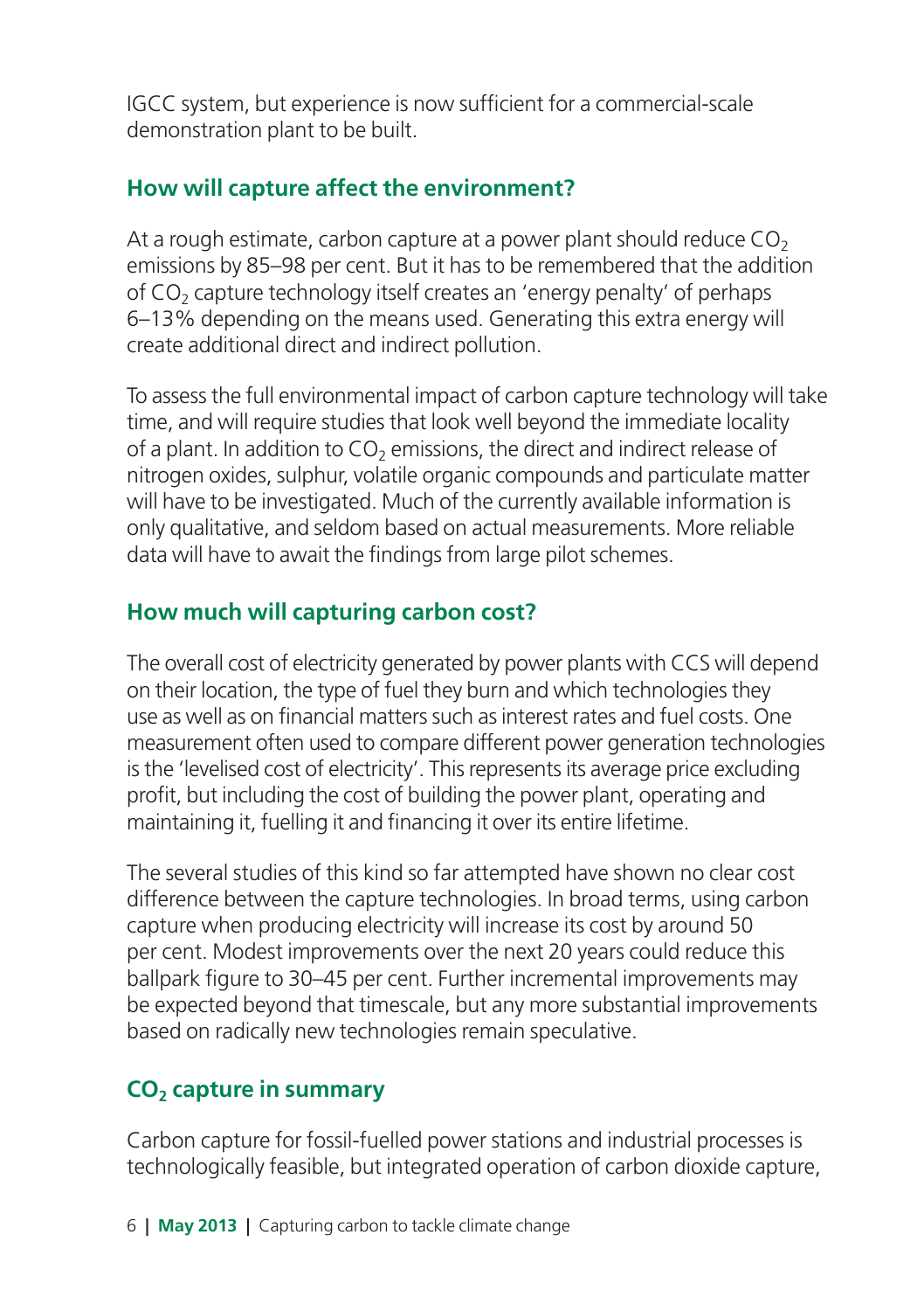IGCC system, but experience is now sufficient for a commercial-scale demonstration plant to be built.

## How will capture affect the environment?

At a rough estimate, carbon capture at a power plant should reduce $CO_2$ emissions by 85–98 per cent. But it has to be remembered that the addition of $CO_2$ capture technology itself creates an 'energy penalty' of perhaps 6–13% depending on the means used. Generating this extra energy will create additional direct and indirect pollution.

To assess the full environmental impact of carbon capture technology will take time, and will require studies that look well beyond the immediate locality of a plant. In addition to $CO_2$ emissions, the direct and indirect release of nitrogen oxides, sulphur, volatile organic compounds and particulate matter will have to be investigated. Much of the currently available information is only qualitative, and seldom based on actual measurements. More reliable data will have to await the findings from large pilot schemes.

## How much will capturing carbon cost?

The overall cost of electricity generated by power plants with CCS will depend on their location, the type of fuel they burn and which technologies they use as well as on financial matters such as interest rates and fuel costs. One measurement often used to compare different power generation technologies is the 'levelised cost of electricity'. This represents its average price excluding profit, but including the cost of building the power plant, operating and maintaining it, fuelling it and financing it over its entire lifetime.

The several studies of this kind so far attempted have shown no clear cost difference between the capture technologies. In broad terms, using carbon capture when producing electricity will increase its cost by around 50 per cent. Modest improvements over the next 20 years could reduce this ballpark figure to 30–45 per cent. Further incremental improvements may be expected beyond that timescale, but any more substantial improvements based on radically new technologies remain speculative.

## $CO_2$ capture in summary

Carbon capture for fossil-fuelled power stations and industrial processes is technologically feasible, but integrated operation of carbon dioxide capture,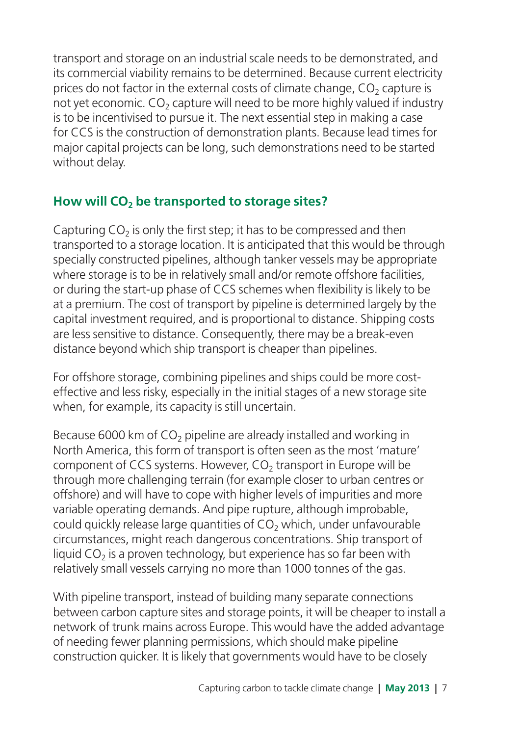transport and storage on an industrial scale needs to be demonstrated, and its commercial viability remains to be determined. Because current electricity prices do not factor in the external costs of climate change, $CO_2$ capture is not yet economic. $CO_2$ capture will need to be more highly valued if industry is to be incentivised to pursue it. The next essential step in making a case for CCS is the construction of demonstration plants. Because lead times for major capital projects can be long, such demonstrations need to be started without delay.

## How will $CO_2$ be transported to storage sites?

Capturing $CO_2$ is only the first step; it has to be compressed and then transported to a storage location. It is anticipated that this would be through specially constructed pipelines, although tanker vessels may be appropriate where storage is to be in relatively small and/or remote offshore facilities, or during the start-up phase of CCS schemes when flexibility is likely to be at a premium. The cost of transport by pipeline is determined largely by the capital investment required, and is proportional to distance. Shipping costs are less sensitive to distance. Consequently, there may be a break-even distance beyond which ship transport is cheaper than pipelines.

For offshore storage, combining pipelines and ships could be more cost-effective and less risky, especially in the initial stages of a new storage site when, for example, its capacity is still uncertain.

Because 6000 km of $CO_2$ pipeline are already installed and working in North America, this form of transport is often seen as the most 'mature' component of CCS systems. However, $CO_2$ transport in Europe will be through more challenging terrain (for example closer to urban centres or offshore) and will have to cope with higher levels of impurities and more variable operating demands. And pipe rupture, although improbable, could quickly release large quantities of $CO_2$ which, under unfavourable circumstances, might reach dangerous concentrations. Ship transport of liquid $CO_2$ is a proven technology, but experience has so far been with relatively small vessels carrying no more than 1000 tonnes of the gas.

With pipeline transport, instead of building many separate connections between carbon capture sites and storage points, it will be cheaper to install a network of trunk mains across Europe. This would have the added advantage of needing fewer planning permissions, which should make pipeline construction quicker. It is likely that governments would have to be closely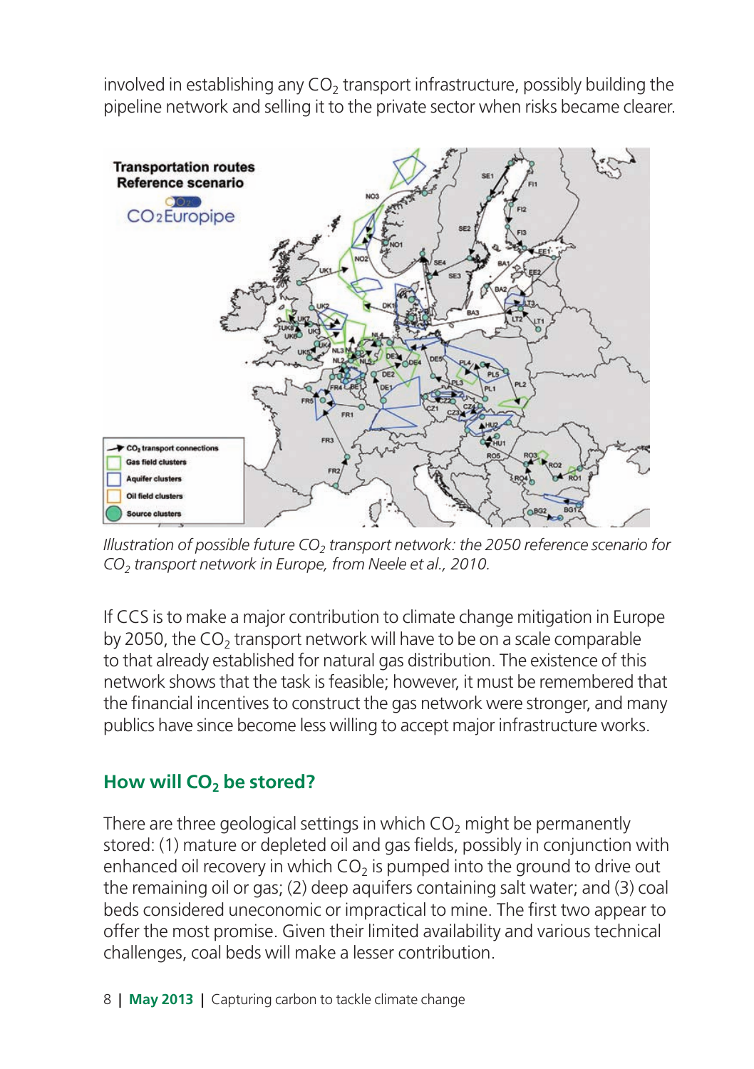involved in establishing any $CO_2$ transport infrastructure, possibly building the pipeline network and selling it to the private sector when risks became clearer.

*Illustration of possible future $CO_2$ transport network: the 2050 reference scenario for $CO_2$ transport network in Europe, from Neele et al., 2010.*

If CCS is to make a major contribution to climate change mitigation in Europe by 2050, the $CO_2$ transport network will have to be on a scale comparable to that already established for natural gas distribution. The existence of this network shows that the task is feasible; however, it must be remembered that the financial incentives to construct the gas network were stronger, and many publics have since become less willing to accept major infrastructure works.

## How will $CO_2$ be stored?

There are three geological settings in which $CO_2$ might be permanently stored: (1) mature or depleted oil and gas fields, possibly in conjunction with enhanced oil recovery in which $CO_2$ is pumped into the ground to drive out the remaining oil or gas; (2) deep aquifers containing salt water; and (3) coal beds considered uneconomic or impractical to mine. The first two appear to offer the most promise. Given their limited availability and various technical challenges, coal beds will make a lesser contribution.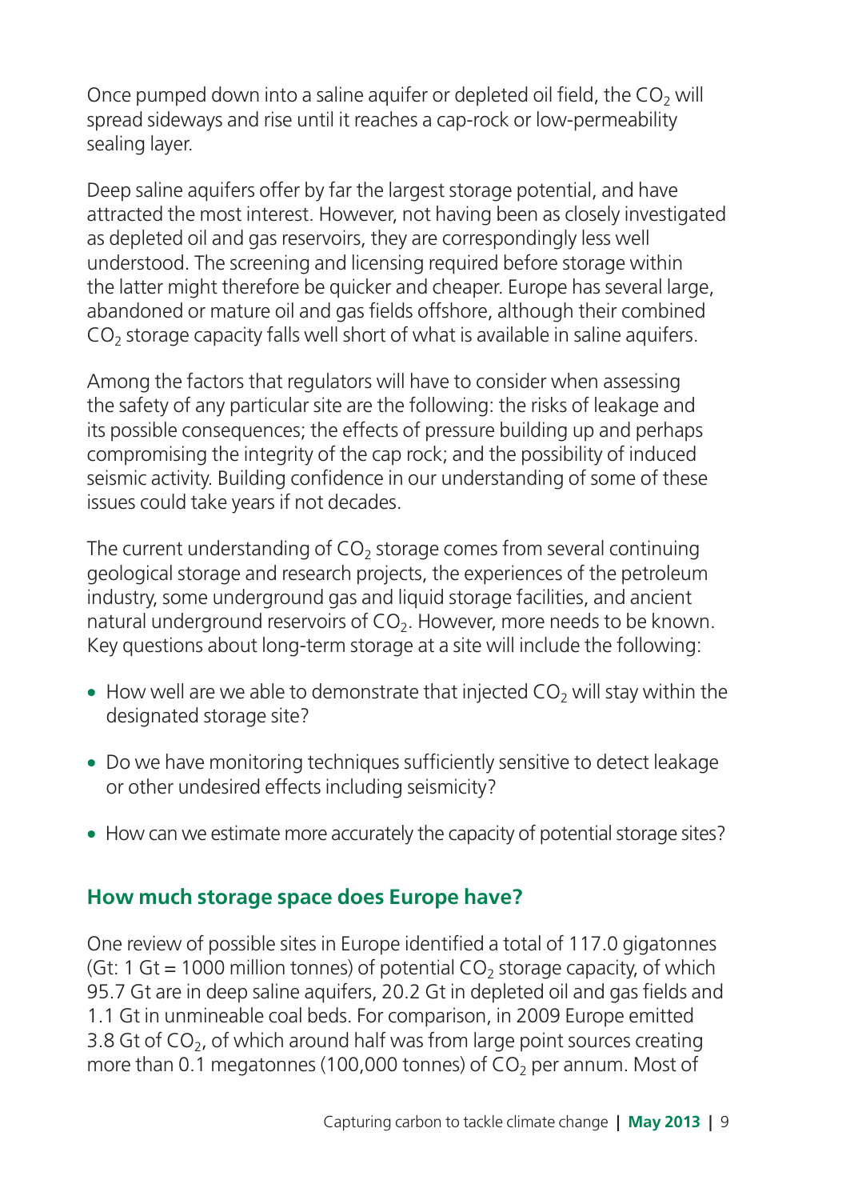Once pumped down into a saline aquifer or depleted oil field, the $CO_2$ will spread sideways and rise until it reaches a cap-rock or low-permeability sealing layer.

Deep saline aquifers offer by far the largest storage potential, and have attracted the most interest. However, not having been as closely investigated as depleted oil and gas reservoirs, they are correspondingly less well understood. The screening and licensing required before storage within the latter might therefore be quicker and cheaper. Europe has several large, abandoned or mature oil and gas fields offshore, although their combined $CO_2$ storage capacity falls well short of what is available in saline aquifers.

Among the factors that regulators will have to consider when assessing the safety of any particular site are the following: the risks of leakage and its possible consequences; the effects of pressure building up and perhaps compromising the integrity of the cap rock; and the possibility of induced seismic activity. Building confidence in our understanding of some of these issues could take years if not decades.

The current understanding of $CO_2$ storage comes from several continuing geological storage and research projects, the experiences of the petroleum industry, some underground gas and liquid storage facilities, and ancient natural underground reservoirs of $CO_2$. However, more needs to be known. Key questions about long-term storage at a site will include the following:

- How well are we able to demonstrate that injected $CO_2$ will stay within the designated storage site?
- Do we have monitoring techniques sufficiently sensitive to detect leakage or other undesired effects including seismicity?
- How can we estimate more accurately the capacity of potential storage sites?

## How much storage space does Europe have?

One review of possible sites in Europe identified a total of 117.0 gigatonnes (Gt: 1 Gt = 1000 million tonnes) of potential $CO_2$ storage capacity, of which 95.7 Gt are in deep saline aquifers, 20.2 Gt in depleted oil and gas fields and 1.1 Gt in unmineable coal beds. For comparison, in 2009 Europe emitted 3.8 Gt of $CO_2$, of which around half was from large point sources creating more than 0.1 megatonnes (100,000 tonnes) of $CO_2$ per annum. Most of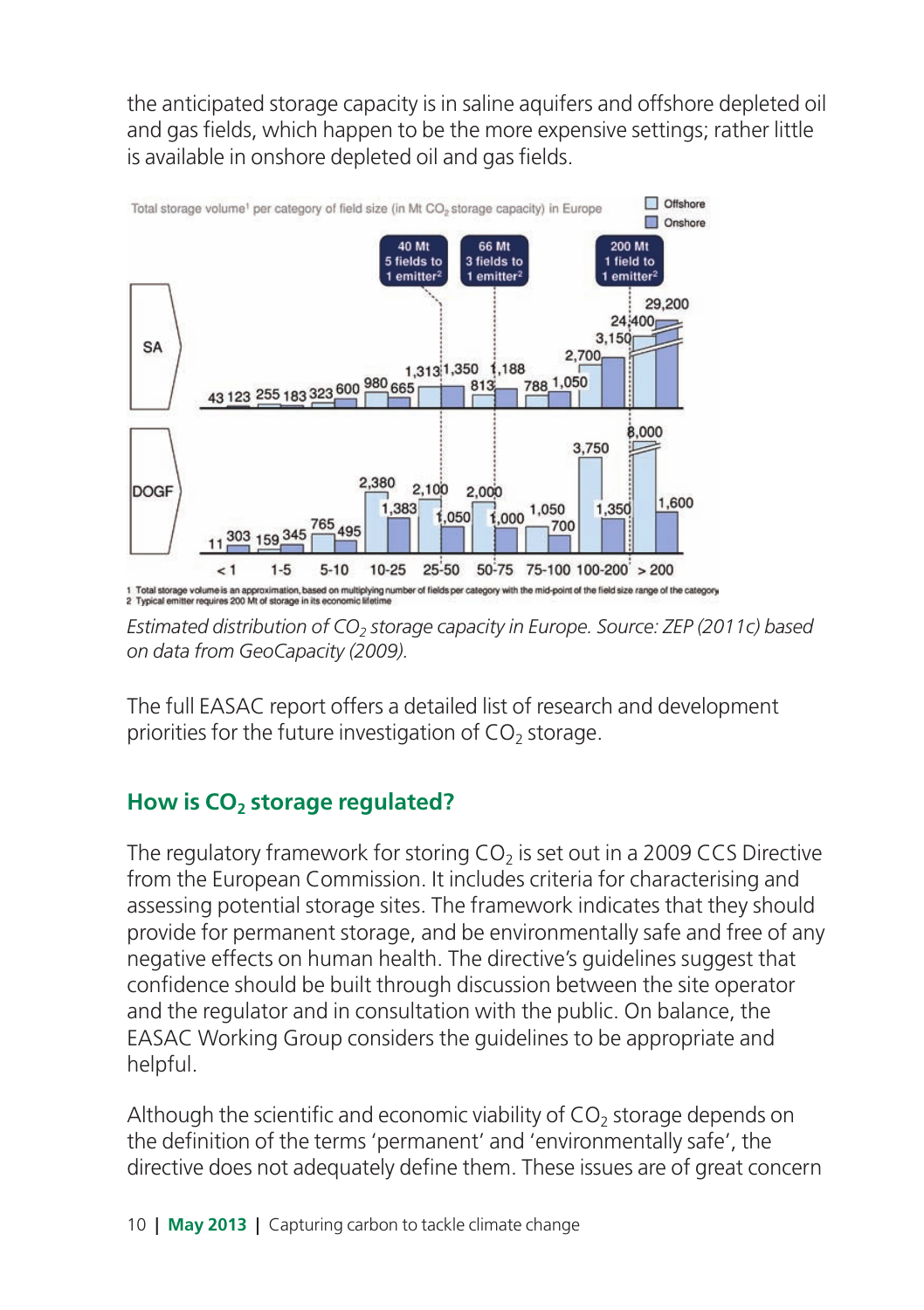the anticipated storage capacity is in saline aquifers and offshore depleted oil and gas fields, which happen to be the more expensive settings; rather little is available in onshore depleted oil and gas fields.

*Estimated distribution of $CO_2$ storage capacity in Europe. Source: ZEP (2011c) based on data from GeoCapacity (2009).*

The full EASAC report offers a detailed list of research and development priorities for the future investigation of $CO_2$ storage.

## How is $CO_2$ storage regulated?

The regulatory framework for storing $CO_2$ is set out in a 2009 CCS Directive from the European Commission. It includes criteria for characterising and assessing potential storage sites. The framework indicates that they should provide for permanent storage, and be environmentally safe and free of any negative effects on human health. The directive's guidelines suggest that confidence should be built through discussion between the site operator and the regulator and in consultation with the public. On balance, the EASAC Working Group considers the guidelines to be appropriate and helpful.

Although the scientific and economic viability of $CO_2$ storage depends on the definition of the terms 'permanent' and 'environmentally safe', the directive does not adequately define them. These issues are of great concern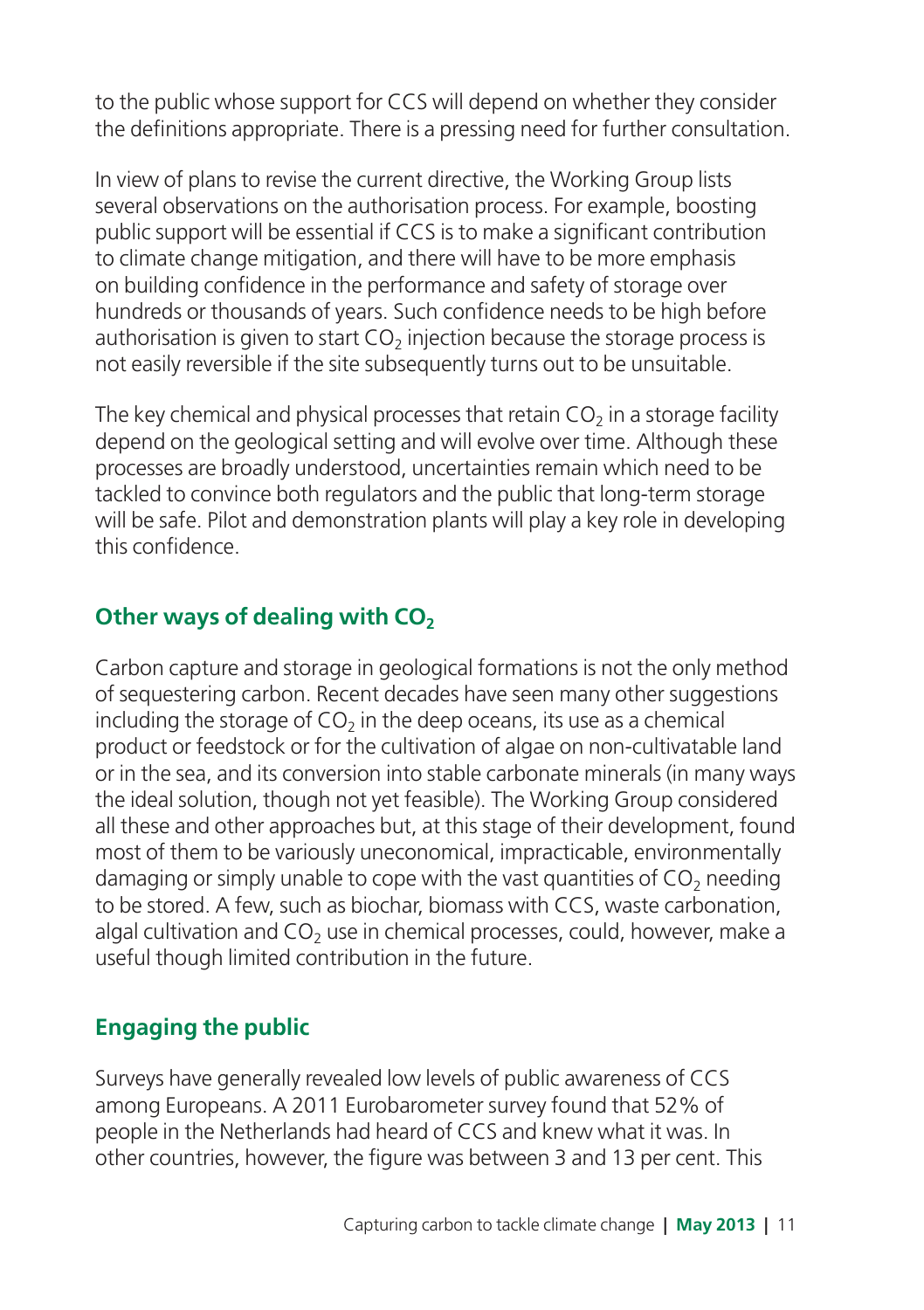to the public whose support for CCS will depend on whether they consider the definitions appropriate. There is a pressing need for further consultation.

In view of plans to revise the current directive, the Working Group lists several observations on the authorisation process. For example, boosting public support will be essential if CCS is to make a significant contribution to climate change mitigation, and there will have to be more emphasis on building confidence in the performance and safety of storage over hundreds or thousands of years. Such confidence needs to be high before authorisation is given to start $CO_2$ injection because the storage process is not easily reversible if the site subsequently turns out to be unsuitable.

The key chemical and physical processes that retain $CO_2$ in a storage facility depend on the geological setting and will evolve over time. Although these processes are broadly understood, uncertainties remain which need to be tackled to convince both regulators and the public that long-term storage will be safe. Pilot and demonstration plants will play a key role in developing this confidence.

## Other ways of dealing with $CO_2$

Carbon capture and storage in geological formations is not the only method of sequestering carbon. Recent decades have seen many other suggestions including the storage of $CO_2$ in the deep oceans, its use as a chemical product or feedstock or for the cultivation of algae on non-cultivatable land or in the sea, and its conversion into stable carbonate minerals (in many ways the ideal solution, though not yet feasible). The Working Group considered all these and other approaches but, at this stage of their development, found most of them to be variously uneconomical, impracticable, environmentally damaging or simply unable to cope with the vast quantities of $CO_2$ needing to be stored. A few, such as biochar, biomass with CCS, waste carbonation, algal cultivation and $CO_2$ use in chemical processes, could, however, make a useful though limited contribution in the future.

## Engaging the public

Surveys have generally revealed low levels of public awareness of CCS among Europeans. A 2011 Eurobarometer survey found that 52% of people in the Netherlands had heard of CCS and knew what it was. In other countries, however, the figure was between 3 and 13 per cent. This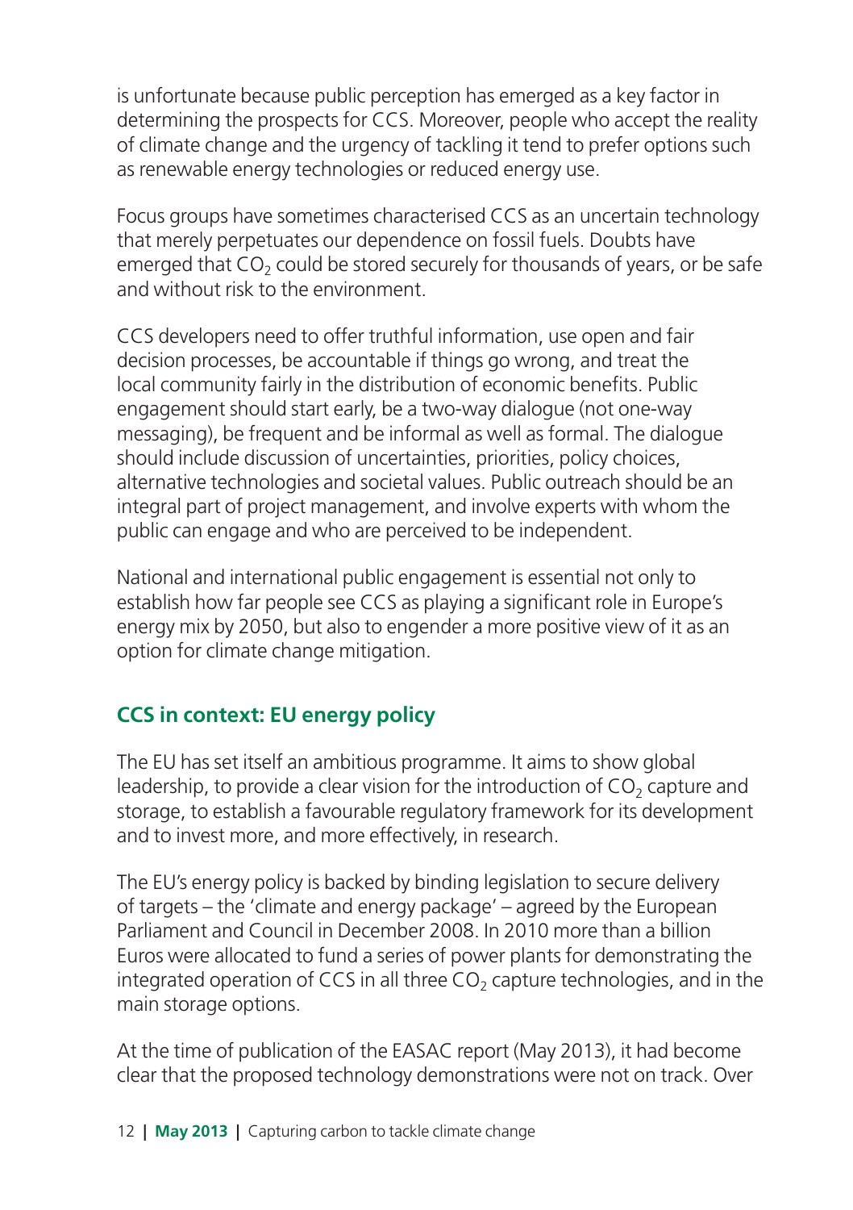is unfortunate because public perception has emerged as a key factor in determining the prospects for CCS. Moreover, people who accept the reality of climate change and the urgency of tackling it tend to prefer options such as renewable energy technologies or reduced energy use.

Focus groups have sometimes characterised CCS as an uncertain technology that merely perpetuates our dependence on fossil fuels. Doubts have emerged that $CO_2$ could be stored securely for thousands of years, or be safe and without risk to the environment.

CCS developers need to offer truthful information, use open and fair decision processes, be accountable if things go wrong, and treat the local community fairly in the distribution of economic benefits. Public engagement should start early, be a two-way dialogue (not one-way messaging), be frequent and be informal as well as formal. The dialogue should include discussion of uncertainties, priorities, policy choices, alternative technologies and societal values. Public outreach should be an integral part of project management, and involve experts with whom the public can engage and who are perceived to be independent.

National and international public engagement is essential not only to establish how far people see CCS as playing a significant role in Europe's energy mix by 2050, but also to engender a more positive view of it as an option for climate change mitigation.

## CCS in context: EU energy policy

The EU has set itself an ambitious programme. It aims to show global leadership, to provide a clear vision for the introduction of $CO_2$ capture and storage, to establish a favourable regulatory framework for its development and to invest more, and more effectively, in research.

The EU's energy policy is backed by binding legislation to secure delivery of targets – the 'climate and energy package' – agreed by the European Parliament and Council in December 2008. In 2010 more than a billion Euros were allocated to fund a series of power plants for demonstrating the integrated operation of CCS in all three $CO_2$ capture technologies, and in the main storage options.

At the time of publication of the EASAC report (May 2013), it had become clear that the proposed technology demonstrations were not on track. Over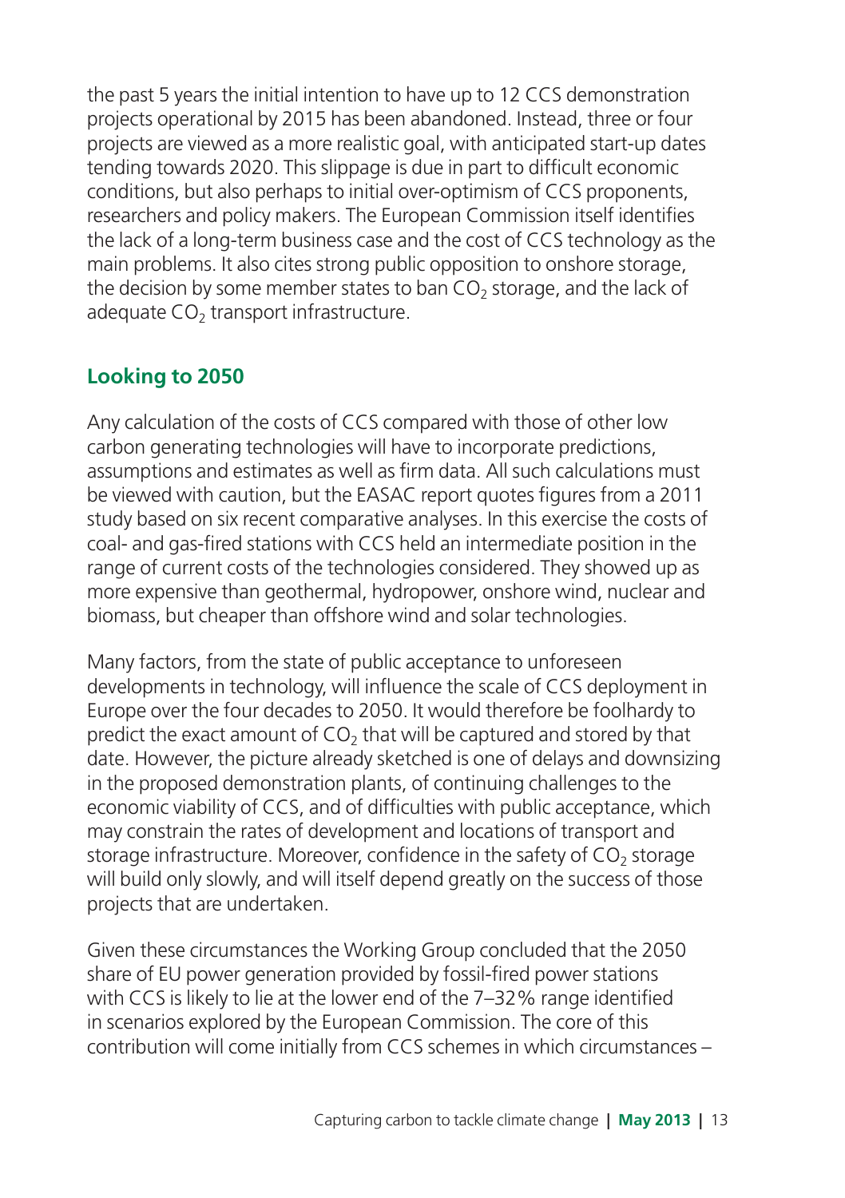the past 5 years the initial intention to have up to 12 CCS demonstration projects operational by 2015 has been abandoned. Instead, three or four projects are viewed as a more realistic goal, with anticipated start-up dates tending towards 2020. This slippage is due in part to difficult economic conditions, but also perhaps to initial over-optimism of CCS proponents, researchers and policy makers. The European Commission itself identifies the lack of a long-term business case and the cost of CCS technology as the main problems. It also cites strong public opposition to onshore storage, the decision by some member states to ban $CO_2$ storage, and the lack of adequate $CO_2$ transport infrastructure.

## Looking to 2050

Any calculation of the costs of CCS compared with those of other low carbon generating technologies will have to incorporate predictions, assumptions and estimates as well as firm data. All such calculations must be viewed with caution, but the EASAC report quotes figures from a 2011 study based on six recent comparative analyses. In this exercise the costs of coal- and gas-fired stations with CCS held an intermediate position in the range of current costs of the technologies considered. They showed up as more expensive than geothermal, hydropower, onshore wind, nuclear and biomass, but cheaper than offshore wind and solar technologies.

Many factors, from the state of public acceptance to unforeseen developments in technology, will influence the scale of CCS deployment in Europe over the four decades to 2050. It would therefore be foolhardy to predict the exact amount of $CO_2$ that will be captured and stored by that date. However, the picture already sketched is one of delays and downsizing in the proposed demonstration plants, of continuing challenges to the economic viability of CCS, and of difficulties with public acceptance, which may constrain the rates of development and locations of transport and storage infrastructure. Moreover, confidence in the safety of $CO_2$ storage will build only slowly, and will itself depend greatly on the success of those projects that are undertaken.

Given these circumstances the Working Group concluded that the 2050 share of EU power generation provided by fossil-fired power stations with CCS is likely to lie at the lower end of the 7–32% range identified in scenarios explored by the European Commission. The core of this contribution will come initially from CCS schemes in which circumstances –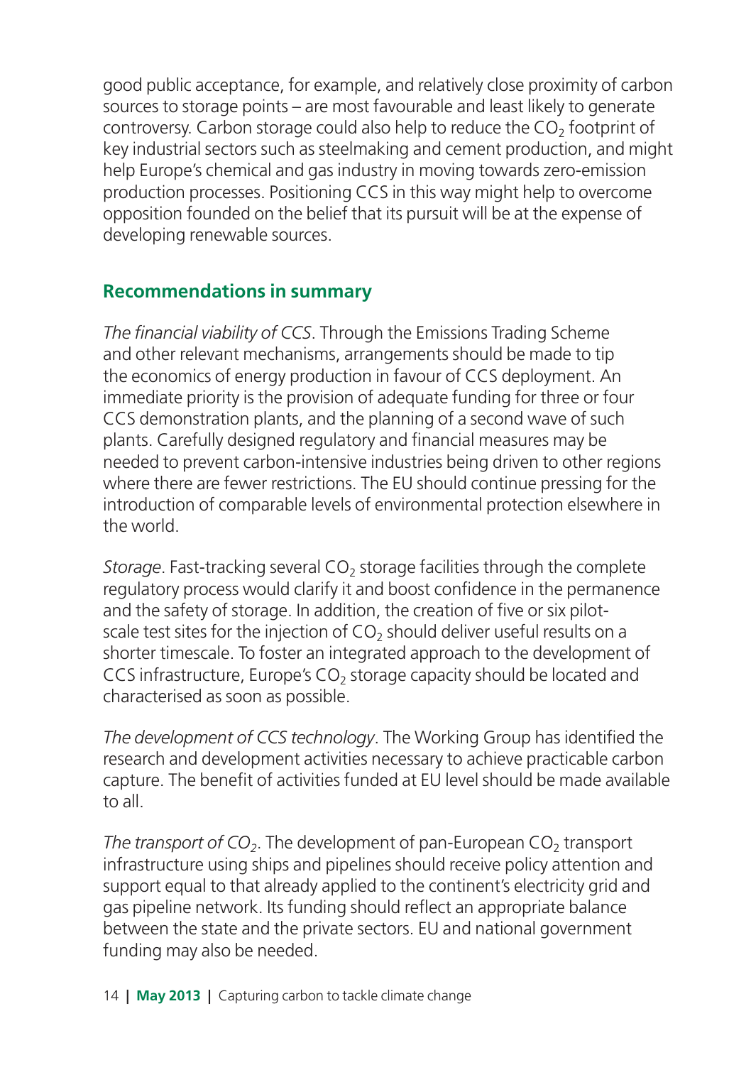good public acceptance, for example, and relatively close proximity of carbon sources to storage points – are most favourable and least likely to generate controversy. Carbon storage could also help to reduce the $CO_2$ footprint of key industrial sectors such as steelmaking and cement production, and might help Europe's chemical and gas industry in moving towards zero-emission production processes. Positioning CCS in this way might help to overcome opposition founded on the belief that its pursuit will be at the expense of developing renewable sources.

## Recommendations in summary

*The financial viability of CCS*. Through the Emissions Trading Scheme and other relevant mechanisms, arrangements should be made to tip the economics of energy production in favour of CCS deployment. An immediate priority is the provision of adequate funding for three or four CCS demonstration plants, and the planning of a second wave of such plants. Carefully designed regulatory and financial measures may be needed to prevent carbon-intensive industries being driven to other regions where there are fewer restrictions. The EU should continue pressing for the introduction of comparable levels of environmental protection elsewhere in the world.

*Storage*. Fast-tracking several $CO_2$ storage facilities through the complete regulatory process would clarify it and boost confidence in the permanence and the safety of storage. In addition, the creation of five or six pilot-scale test sites for the injection of $CO_2$ should deliver useful results on a shorter timescale. To foster an integrated approach to the development of CCS infrastructure, Europe's $CO_2$ storage capacity should be located and characterised as soon as possible.

*The development of CCS technology*. The Working Group has identified the research and development activities necessary to achieve practicable carbon capture. The benefit of activities funded at EU level should be made available to all.

*The transport of $CO_2$*. The development of pan-European $CO_2$ transport infrastructure using ships and pipelines should receive policy attention and support equal to that already applied to the continent's electricity grid and gas pipeline network. Its funding should reflect an appropriate balance between the state and the private sectors. EU and national government funding may also be needed.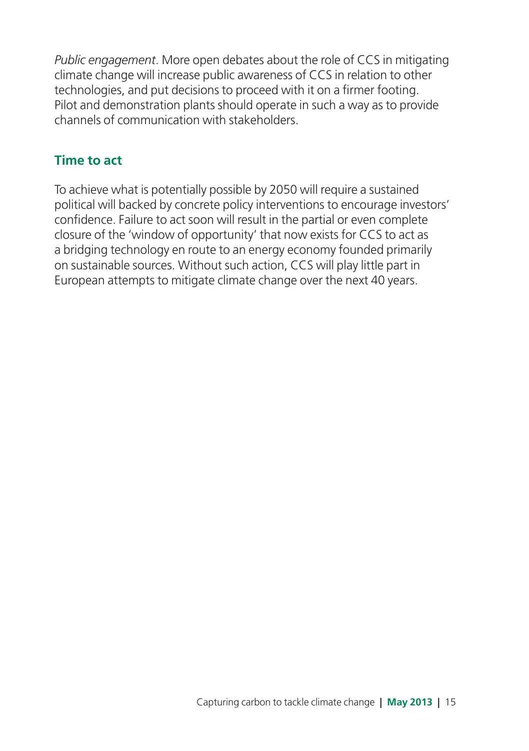*Public engagement*. More open debates about the role of CCS in mitigating climate change will increase public awareness of CCS in relation to other technologies, and put decisions to proceed with it on a firmer footing. Pilot and demonstration plants should operate in such a way as to provide channels of communication with stakeholders.

## Time to act

To achieve what is potentially possible by 2050 will require a sustained political will backed by concrete policy interventions to encourage investors' confidence. Failure to act soon will result in the partial or even complete closure of the 'window of opportunity' that now exists for CCS to act as a bridging technology en route to an energy economy founded primarily on sustainable sources. Without such action, CCS will play little part in European attempts to mitigate climate change over the next 40 years.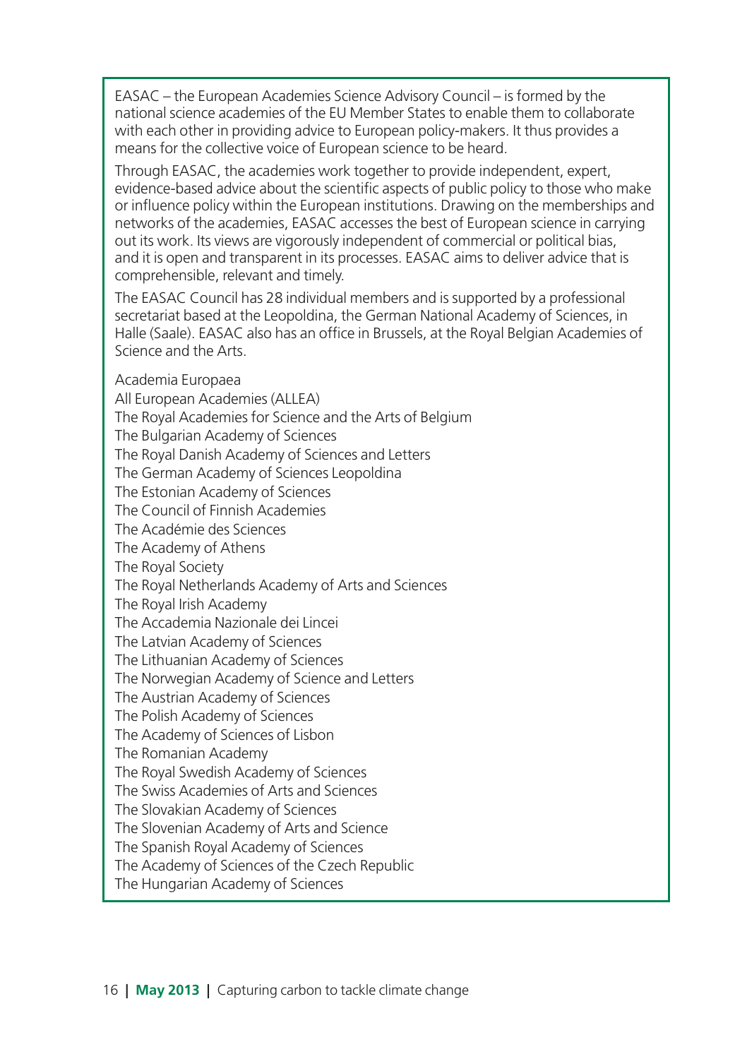EASAC – the European Academies Science Advisory Council – is formed by the national science academies of the EU Member States to enable them to collaborate with each other in providing advice to European policy-makers. It thus provides a means for the collective voice of European science to be heard.

Through EASAC, the academies work together to provide independent, expert, evidence-based advice about the scientific aspects of public policy to those who make or influence policy within the European institutions. Drawing on the memberships and networks of the academies, EASAC accesses the best of European science in carrying out its work. Its views are vigorously independent of commercial or political bias, and it is open and transparent in its processes. EASAC aims to deliver advice that is comprehensible, relevant and timely.

The EASAC Council has 28 individual members and is supported by a professional secretariat based at the Leopoldina, the German National Academy of Sciences, in Halle (Saale). EASAC also has an office in Brussels, at the Royal Belgian Academies of Science and the Arts.

Academia Europaea  
All European Academies (ALLEA)  
The Royal Academies for Science and the Arts of Belgium  
The Bulgarian Academy of Sciences  
The Royal Danish Academy of Sciences and Letters  
The German Academy of Sciences Leopoldina  
The Estonian Academy of Sciences  
The Council of Finnish Academies  
The Académie des Sciences  
The Academy of Athens  
The Royal Society  
The Royal Netherlands Academy of Arts and Sciences  
The Royal Irish Academy  
The Accademia Nazionale dei Lincei  
The Latvian Academy of Sciences  
The Lithuanian Academy of Sciences  
The Norwegian Academy of Science and Letters  
The Austrian Academy of Sciences  
The Polish Academy of Sciences  
The Academy of Sciences of Lisbon  
The Romanian Academy  
The Royal Swedish Academy of Sciences  
The Swiss Academies of Arts and Sciences  
The Slovakian Academy of Sciences  
The Slovenian Academy of Arts and Science  
The Spanish Royal Academy of Sciences  
The Academy of Sciences of the Czech Republic  
The Hungarian Academy of Sciences